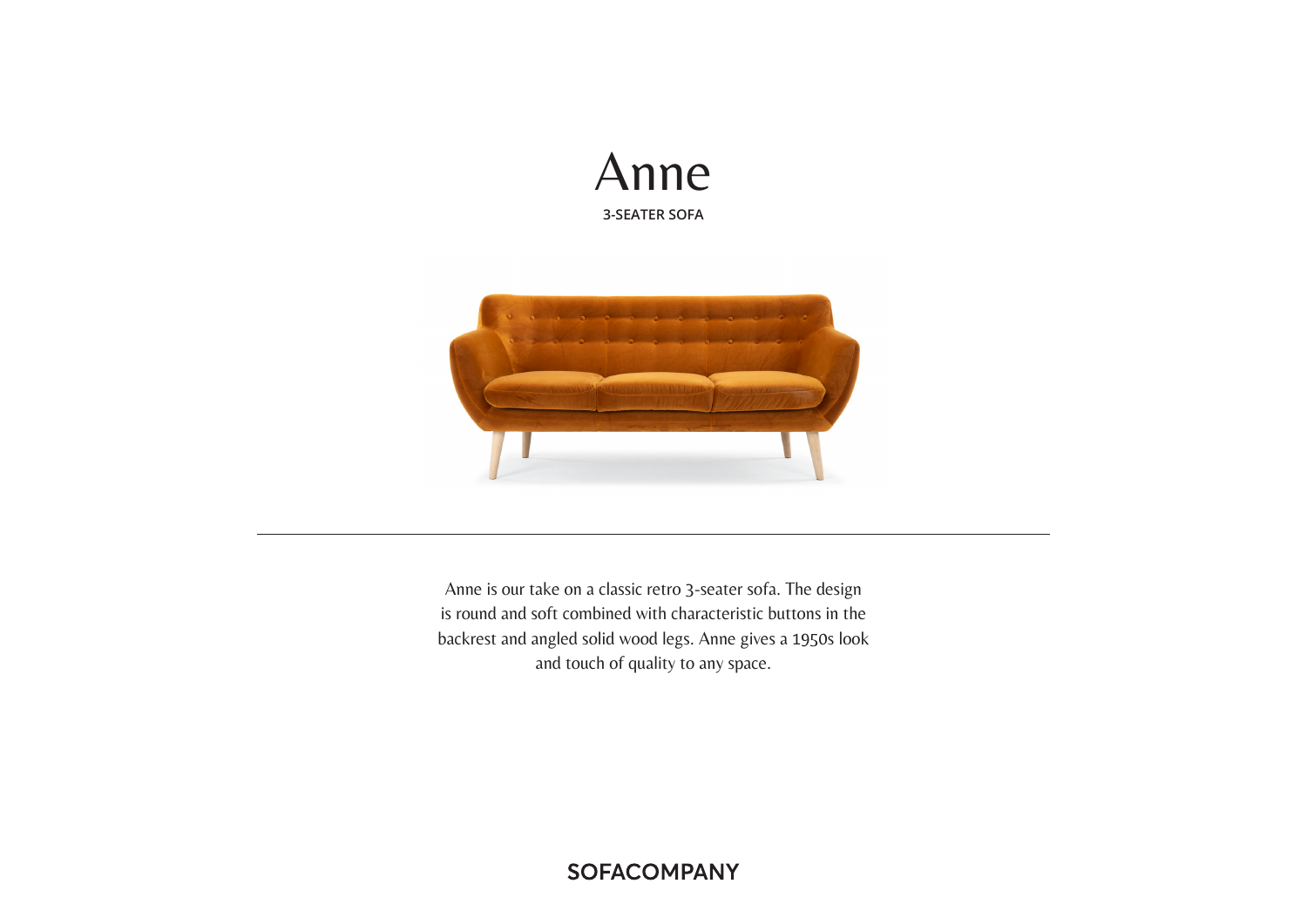# Anne

**3-SEATER SOFA**

---

Anne is our take on a classic retro 3-seater sofa. The design is round and soft combined with characteristic buttons in the backrest and angled solid wood legs. Anne gives a 1950s look and touch of quality to any space.

**SOFACOMPANY**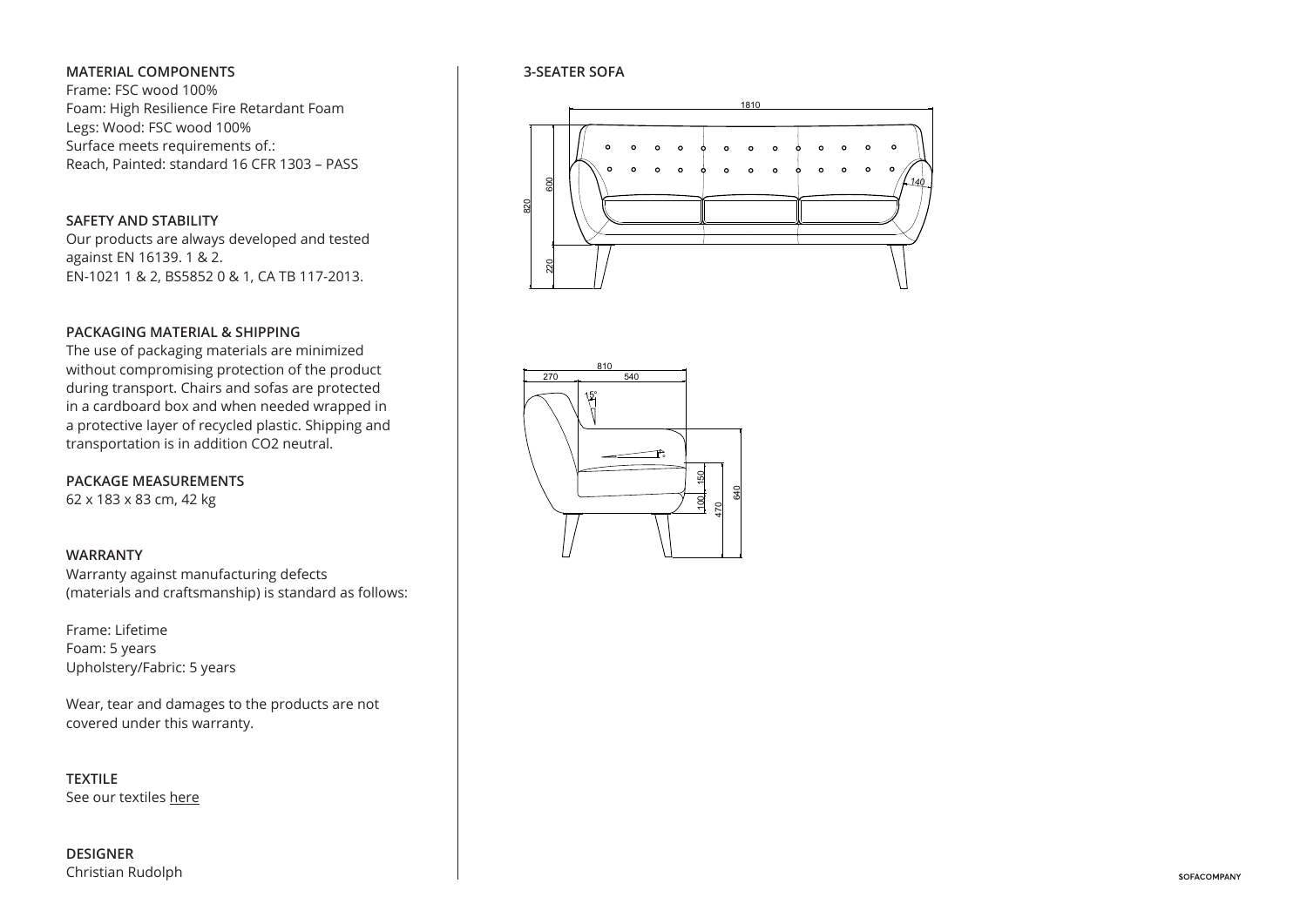**MATERIAL COMPONENTS**
Frame: FSC wood 100%
Foam: High Resilience Fire Retardant Foam
Legs: Wood: FSC wood 100%
Surface meets requirements of.:
Reach, Painted: standard 16 CFR 1303 – PASS

**SAFETY AND STABILITY**
Our products are always developed and tested against EN 16139. 1 & 2.
EN-1021 1 & 2, BS5852 0 & 1, CA TB 117-2013.

**PACKAGING MATERIAL & SHIPPING**
The use of packaging materials are minimized without compromising protection of the product during transport. Chairs and sofas are protected in a cardboard box and when needed wrapped in a protective layer of recycled plastic. Shipping and transportation is in addition CO2 neutral.

**PACKAGE MEASUREMENTS**
62 x 183 x 83 cm, 42 kg

**WARRANTY**
Warranty against manufacturing defects (materials and craftsmanship) is standard as follows:

Frame: Lifetime
Foam: 5 years
Upholstery/Fabric: 5 years

Wear, tear and damages to the products are not covered under this warranty.

**TEXTILE**
See our textiles here

**DESIGNER**
Christian Rudolph

**3-SEATER SOFA**

1810
820
600
220
140

810
270
540
15°
150
100
470
640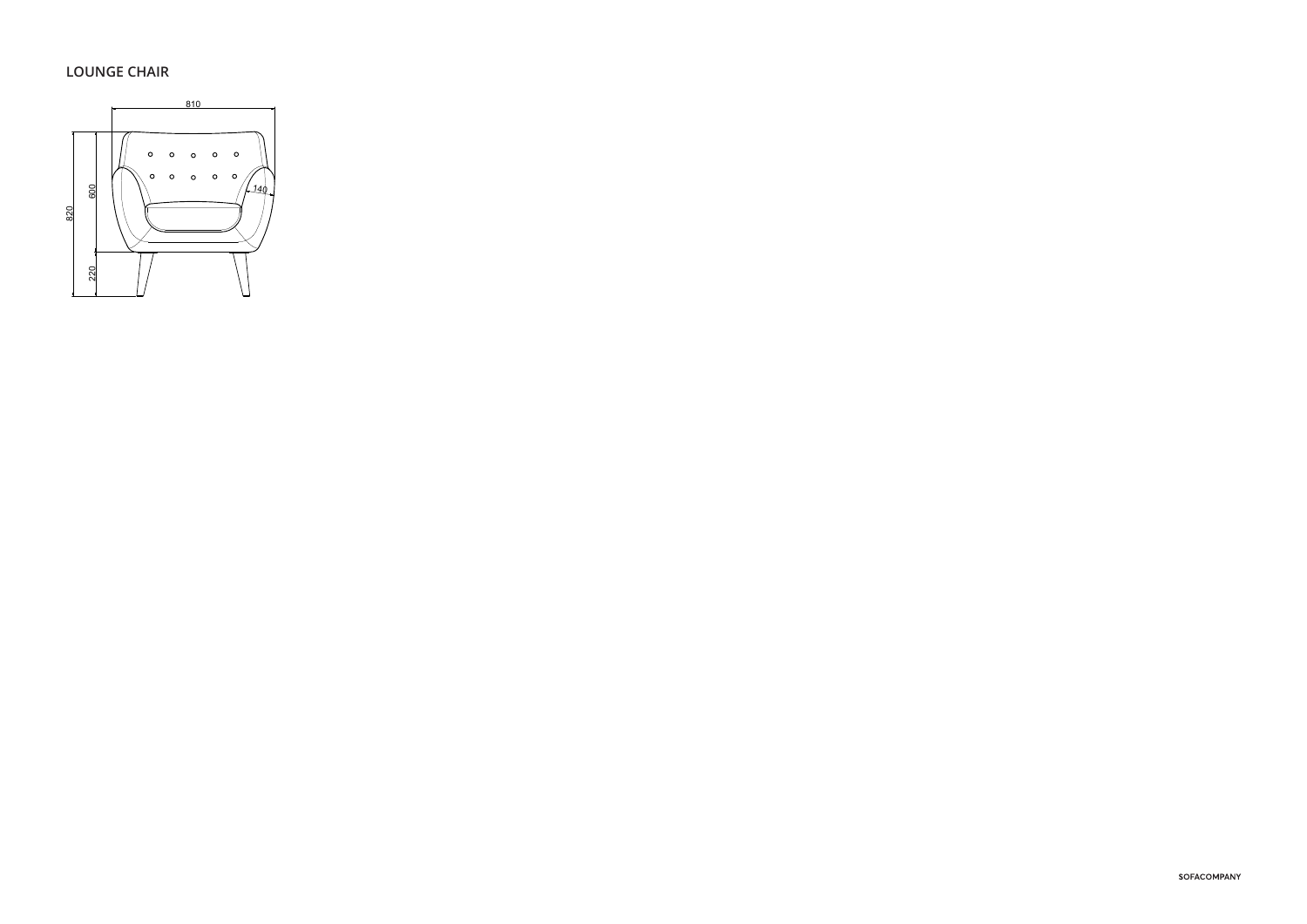## LOUNGE CHAIR

810

600

820

140

220

SOFACOMPANY